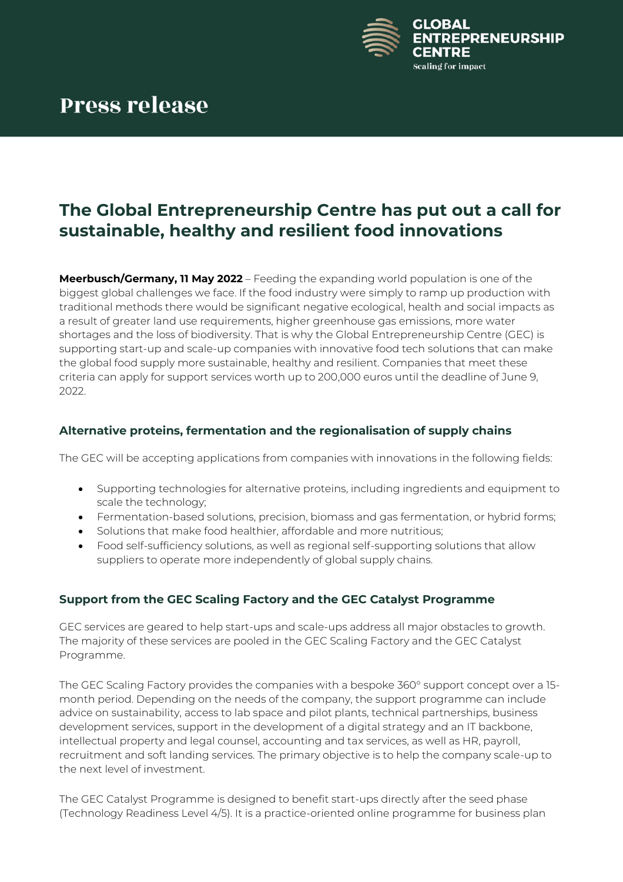# Press release

## The Global Entrepreneurship Centre has put out a call for sustainable, healthy and resilient food innovations

**Meerbusch/Germany, 11 May 2022** – Feeding the expanding world population is one of the biggest global challenges we face. If the food industry were simply to ramp up production with traditional methods there would be significant negative ecological, health and social impacts as a result of greater land use requirements, higher greenhouse gas emissions, more water shortages and the loss of biodiversity. That is why the Global Entrepreneurship Centre (GEC) is supporting start-up and scale-up companies with innovative food tech solutions that can make the global food supply more sustainable, healthy and resilient. Companies that meet these criteria can apply for support services worth up to 200,000 euros until the deadline of June 9, 2022.

### Alternative proteins, fermentation and the regionalisation of supply chains

The GEC will be accepting applications from companies with innovations in the following fields:

- Supporting technologies for alternative proteins, including ingredients and equipment to scale the technology;
- Fermentation-based solutions, precision, biomass and gas fermentation, or hybrid forms;
- Solutions that make food healthier, affordable and more nutritious;
- Food self-sufficiency solutions, as well as regional self-supporting solutions that allow suppliers to operate more independently of global supply chains.

### Support from the GEC Scaling Factory and the GEC Catalyst Programme

GEC services are geared to help start-ups and scale-ups address all major obstacles to growth. The majority of these services are pooled in the GEC Scaling Factory and the GEC Catalyst Programme.

The GEC Scaling Factory provides the companies with a bespoke 360° support concept over a 15-month period. Depending on the needs of the company, the support programme can include advice on sustainability, access to lab space and pilot plants, technical partnerships, business development services, support in the development of a digital strategy and an IT backbone, intellectual property and legal counsel, accounting and tax services, as well as HR, payroll, recruitment and soft landing services. The primary objective is to help the company scale-up to the next level of investment.

The GEC Catalyst Programme is designed to benefit start-ups directly after the seed phase (Technology Readiness Level 4/5). It is a practice-oriented online programme for business plan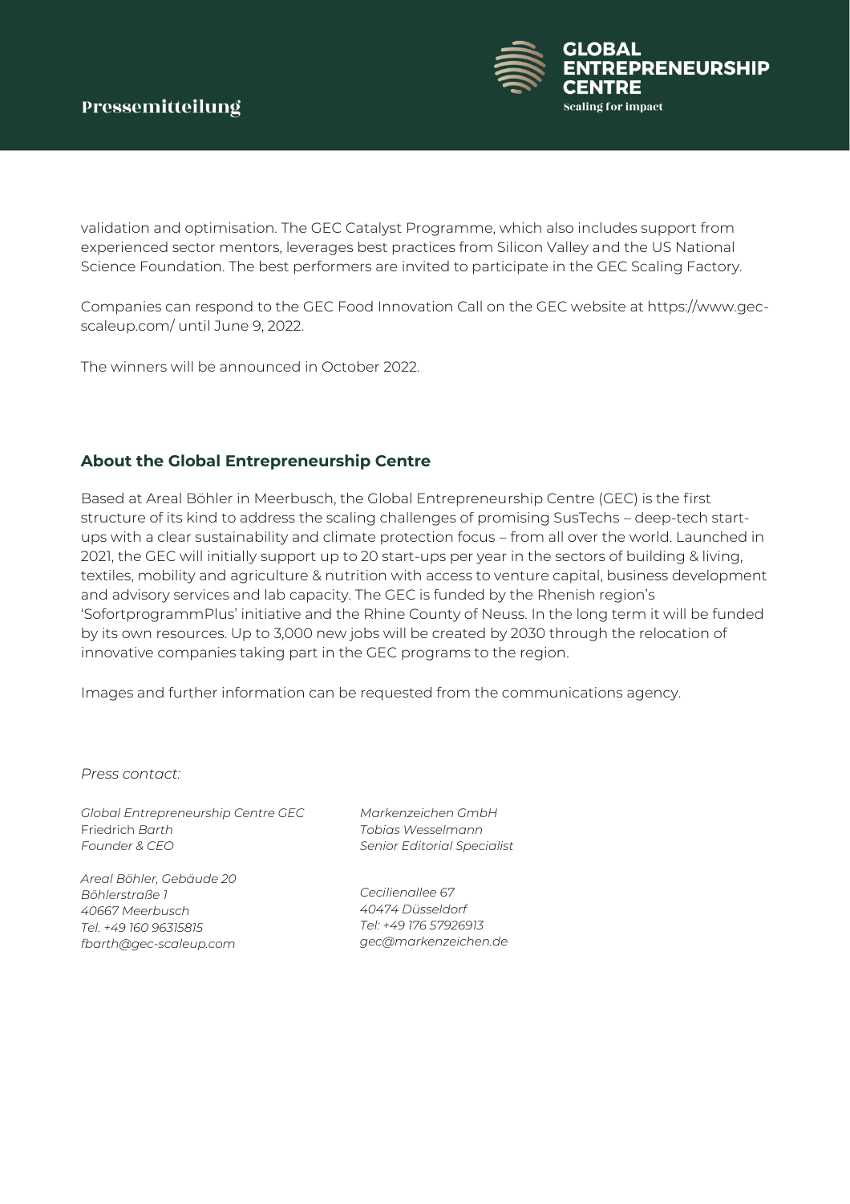validation and optimisation. The GEC Catalyst Programme, which also includes support from experienced sector mentors, leverages best practices from Silicon Valley and the US National Science Foundation. The best performers are invited to participate in the GEC Scaling Factory.

Companies can respond to the GEC Food Innovation Call on the GEC website at https://www.gec-scaleup.com/ until June 9, 2022.

The winners will be announced in October 2022.

## About the Global Entrepreneurship Centre

Based at Areal Böhler in Meerbusch, the Global Entrepreneurship Centre (GEC) is the first structure of its kind to address the scaling challenges of promising SusTechs – deep-tech start-ups with a clear sustainability and climate protection focus – from all over the world. Launched in 2021, the GEC will initially support up to 20 start-ups per year in the sectors of building & living, textiles, mobility and agriculture & nutrition with access to venture capital, business development and advisory services and lab capacity. The GEC is funded by the Rhenish region's 'SofortprogrammPlus' initiative and the Rhine County of Neuss. In the long term it will be funded by its own resources. Up to 3,000 new jobs will be created by 2030 through the relocation of innovative companies taking part in the GEC programs to the region.

Images and further information can be requested from the communications agency.

*Press contact:*

*Global Entrepreneurship Centre GEC*
Friedrich *Barth*
*Founder & CEO*

*Areal Böhler, Gebäude 20*
*Böhlerstraße 1*
*40667 Meerbusch*
*Tel. +49 160 96315815*
*fbarth@gec-scaleup.com*

*Markenzeichen GmbH*
*Tobias Wesselmann*
*Senior Editorial Specialist*

*Cecilienallee 67*
*40474 Düsseldorf*
*Tel: +49 176 57926913*
*gec@markenzeichen.de*